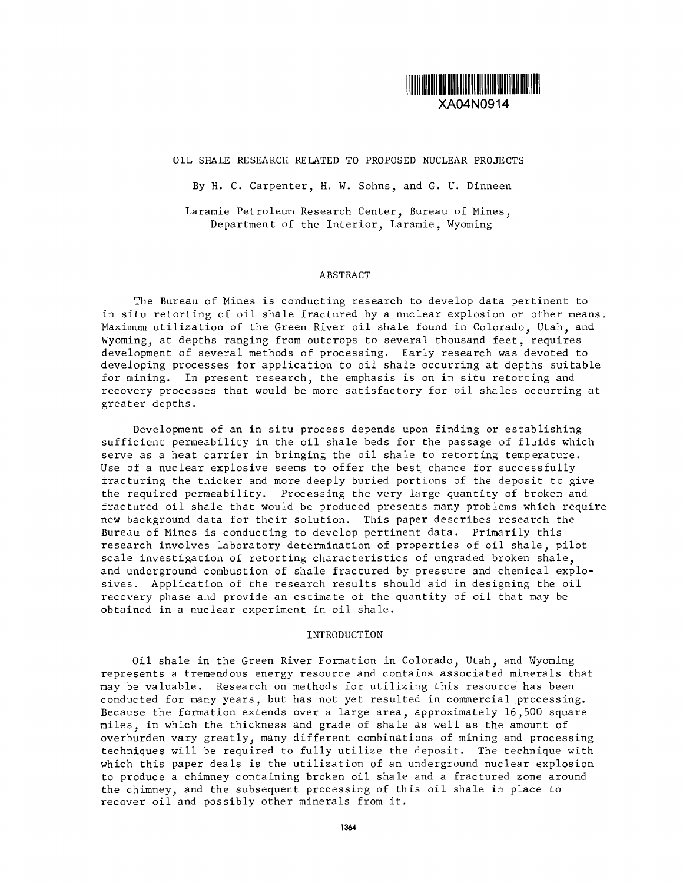XA04N0914

# OIL SHALE RESEARCH RELATED TO PROPOSED NUCLEAR PROJECTS

By H. C. Carpenter, H. W. Sohns, and G. U. Dinneen

Laramie Petroleum Research Center, Bureau of Mines, Department of the Interior, Laramie, Wyoming

## ABSTRACT

The Bureau of Mines is conducting research to develop data pertinent to in situ retorting of oil shale fractured by a nuclear explosion or other means. Maximum utilization of the Green River oil shale found in Colorado, Utah, and Wyoming, at depths ranging from outcrops to several thousand feet, requires development of several methods of processing. Early research was devoted to developing processes for application to oil shale occurring at depths suitable for mining. In present research, the emphasis is on in situ retorting and recovery processes that would be more satisfactory for oil shales occurring at greater depths.

Development of an in situ process depends upon finding or establishing sufficient permeability in the oil shale beds for the passage of fluids which serve as a heat carrier in bringing the oil shale to retorting temperature. Use of a nuclear explosive seems to offer the best chance for successfully fracturing the thicker and more deeply buried portions of the deposit to give the required permeability. Processing the very large quantity of broken and fractured oil shale that would be produced presents many problems which require new background data for their solution. This paper describes research the Bureau of Mines is conducting to develop pertinent data. Primarily this research involves laboratory determination of properties of oil shale, pilot scale investigation of retorting characteristics of ungraded broken shale, and underground combustion of shale fractured by pressure and chemical explosives. Application of the research results should aid in designing the oil recovery phase and provide an estimate of the quantity of oil that may be obtained in a nuclear experiment in oil shale.

## INTRODUCTION

Oil shale in the Green River Formation in Colorado, Utah, and Wyoming represents a tremendous energy resource and contains associated minerals that may be valuable. Research on methods for utilizing this resource has been conducted for many years, but has not yet resulted in commercial processing. Because the formation extends over a large area, approximately 16,500 square miles, in which the thickness and grade of shale as well as the amount of overburden vary greatly, many different combinations of mining and processing techniques will be required to fully utilize the deposit. The technique with which this paper deals is the utilization of an underground nuclear explosion to produce a chimney containing broken oil shale and a fractured zone around the chimney, and the subsequent processing of this oil shale in place to recover oil and possibly other minerals from it.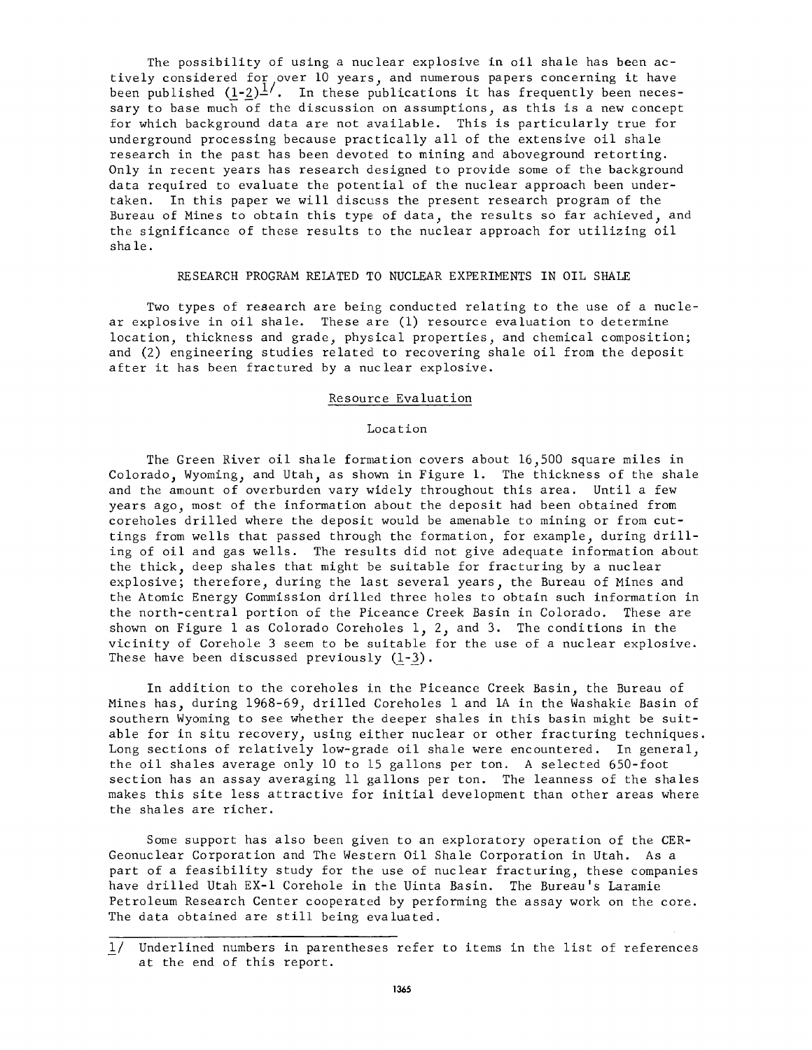The possibility of using a nuclear explosive in oil shale has been actively considered for over 10 years, and numerous papers concerning it have been published (1-2)[1/]. In these publications it has frequently been necessary to base much of the discussion on assumptions, as this is a new concept for which background data are not available. This is particularly true for underground processing because practically all of the extensive oil shale research in the past has been devoted to mining and aboveground retorting. Only in recent years has research designed to provide some of the background data required to evaluate the potential of the nuclear approach been undertaken. In this paper we will discuss the present research program of the Bureau of Mines to obtain this type of data, the results so far achieved, and the significance of these results to the nuclear approach for utilizing oil shale.

## RESEARCH PROGRAM RELATED TO NUCLEAR EXPERIMENTS IN OIL SHALE

Two types of research are being conducted relating to the use of a nuclear explosive in oil shale. These are (1) resource evaluation to determine location, thickness and grade, physical properties, and chemical composition; and (2) engineering studies related to recovering shale oil from the deposit after it has been fractured by a nuclear explosive.

### Resource Evaluation

#### Location

The Green River oil shale formation covers about 16,500 square miles in Colorado, Wyoming, and Utah, as shown in Figure 1. The thickness of the shale and the amount of overburden vary widely throughout this area. Until a few years ago, most of the information about the deposit had been obtained from coreholes drilled where the deposit would be amenable to mining or from cuttings from wells that passed through the formation, for example, during drilling of oil and gas wells. The results did not give adequate information about the thick, deep shales that might be suitable for fracturing by a nuclear explosive; therefore, during the last several years, the Bureau of Mines and the Atomic Energy Commission drilled three holes to obtain such information in the north-central portion of the Piceance Creek Basin in Colorado. These are shown on Figure 1 as Colorado Coreholes 1, 2, and 3. The conditions in the vicinity of Corehole 3 seem to be suitable for the use of a nuclear explosive. These have been discussed previously (1-3).

In addition to the coreholes in the Piceance Creek Basin, the Bureau of Mines has, during 1968-69, drilled Coreholes 1 and 1A in the Washakie Basin of southern Wyoming to see whether the deeper shales in this basin might be suitable for in situ recovery, using either nuclear or other fracturing techniques. Long sections of relatively low-grade oil shale were encountered. In general, the oil shales average only 10 to 15 gallons per ton. A selected 650-foot section has an assay averaging 11 gallons per ton. The leanness of the shales makes this site less attractive for initial development than other areas where the shales are richer.

Some support has also been given to an exploratory operation of the CER-Geonuclear Corporation and The Western Oil Shale Corporation in Utah. As a part of a feasibility study for the use of nuclear fracturing, these companies have drilled Utah EX-1 Corehole in the Uinta Basin. The Bureau's Laramie Petroleum Research Center cooperated by performing the assay work on the core. The data obtained are still being evaluated.

---

1/ Underlined numbers in parentheses refer to items in the list of references at the end of this report.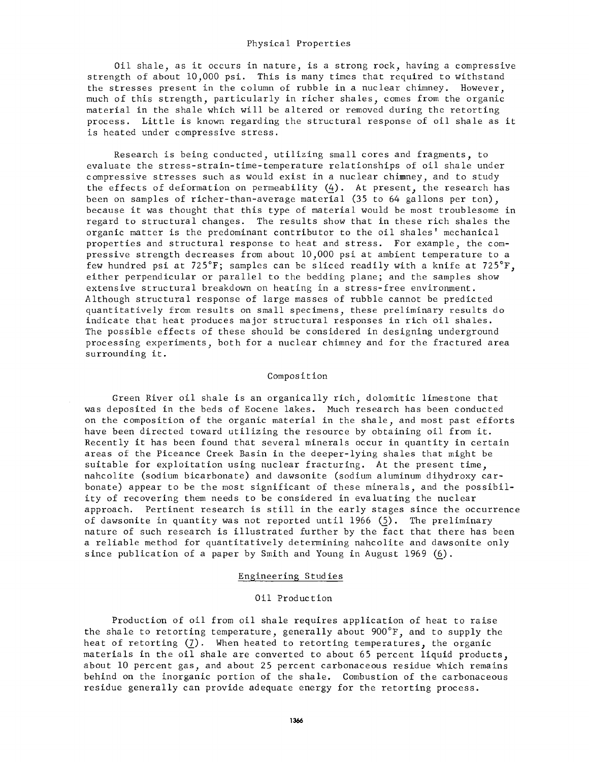### Physical Properties

Oil shale, as it occurs in nature, is a strong rock, having a compressive strength of about 10,000 psi. This is many times that required to withstand the stresses present in the column of rubble in a nuclear chimney. However, much of this strength, particularly in richer shales, comes from the organic material in the shale which will be altered or removed during the retorting process. Little is known regarding the structural response of oil shale as it is heated under compressive stress.

Research is being conducted, utilizing small cores and fragments, to evaluate the stress-strain-time-temperature relationships of oil shale under compressive stresses such as would exist in a nuclear chimney, and to study the effects of deformation on permeability (4). At present, the research has been on samples of richer-than-average material (35 to 64 gallons per ton), because it was thought that this type of material would be most troublesome in regard to structural changes. The results show that in these rich shales the organic matter is the predominant contributor to the oil shales' mechanical properties and structural response to heat and stress. For example, the compressive strength decreases from about 10,000 psi at ambient temperature to a few hundred psi at 725°F; samples can be sliced readily with a knife at 725°F, either perpendicular or parallel to the bedding plane; and the samples show extensive structural breakdown on heating in a stress-free environment. Although structural response of large masses of rubble cannot be predicted quantitatively from results on small specimens, these preliminary results do indicate that heat produces major structural responses in rich oil shales. The possible effects of these should be considered in designing underground processing experiments, both for a nuclear chimney and for the fractured area surrounding it.

### Composition

Green River oil shale is an organically rich, dolomitic limestone that was deposited in the beds of Eocene lakes. Much research has been conducted on the composition of the organic material in the shale, and most past efforts have been directed toward utilizing the resource by obtaining oil from it. Recently it has been found that several minerals occur in quantity in certain areas of the Piceance Creek Basin in the deeper-lying shales that might be suitable for exploitation using nuclear fracturing. At the present time, nahcolite (sodium bicarbonate) and dawsonite (sodium aluminum dihydroxy carbonate) appear to be the most significant of these minerals, and the possibility of recovering them needs to be considered in evaluating the nuclear approach. Pertinent research is still in the early stages since the occurrence of dawsonite in quantity was not reported until 1966 (5). The preliminary nature of such research is illustrated further by the fact that there has been a reliable method for quantitatively determining nahcolite and dawsonite only since publication of a paper by Smith and Young in August 1969 (6).

## Engineering Studies

### Oil Production

Production of oil from oil shale requires application of heat to raise the shale to retorting temperature, generally about 900°F, and to supply the heat of retorting (7). When heated to retorting temperatures, the organic materials in the oil shale are converted to about 65 percent liquid products, about 10 percent gas, and about 25 percent carbonaceous residue which remains behind on the inorganic portion of the shale. Combustion of the carbonaceous residue generally can provide adequate energy for the retorting process.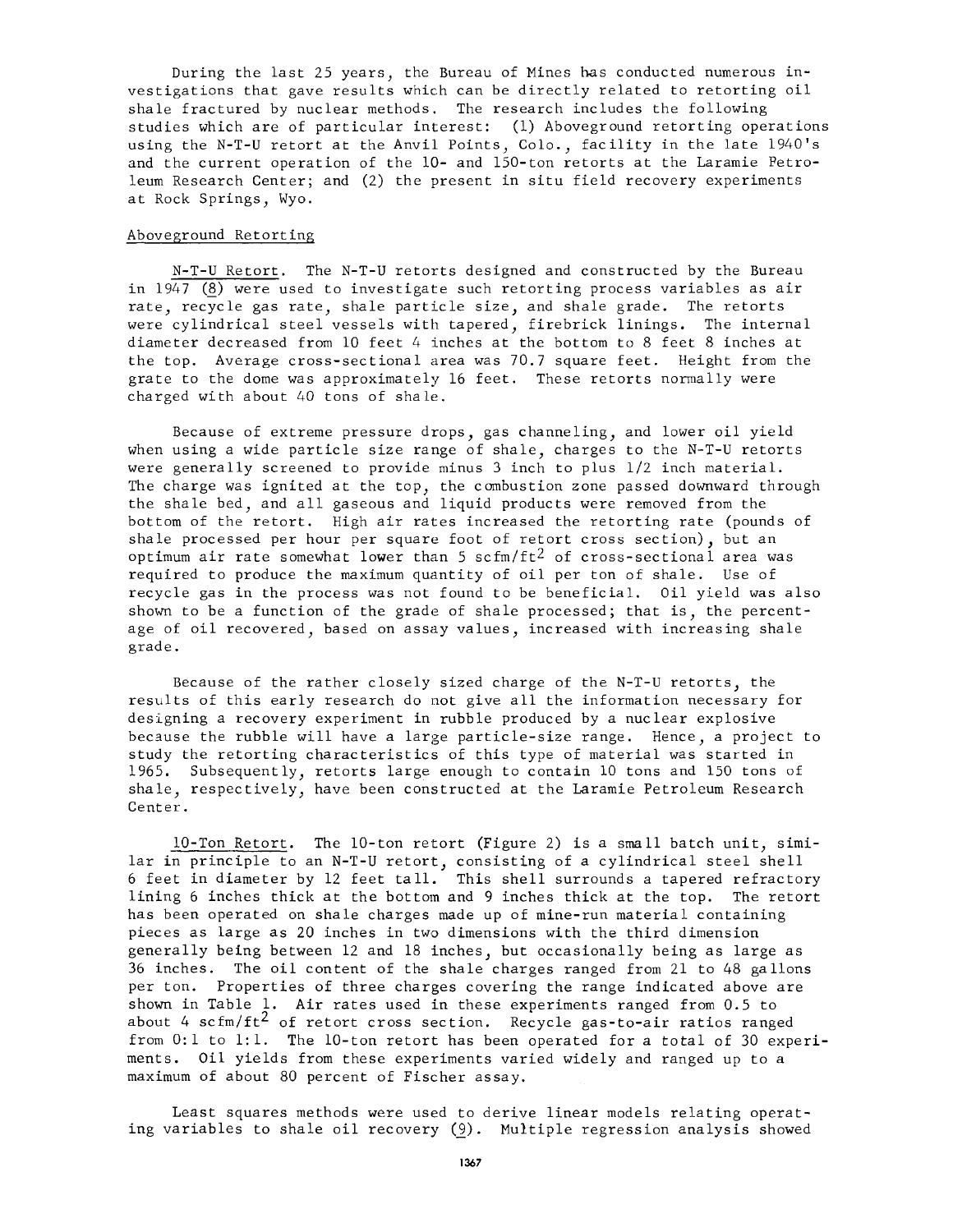During the last 25 years, the Bureau of Mines has conducted numerous investigations that gave results which can be directly related to retorting oil shale fractured by nuclear methods. The research includes the following studies which are of particular interest: (1) Aboveground retorting operations using the N-T-U retort at the Anvil Points, Colo., facility in the late 1940's and the current operation of the 10- and 150-ton retorts at the Laramie Petroleum Research Center; and (2) the present in situ field recovery experiments at Rock Springs, Wyo.

## Aboveground Retorting

N-T-U Retort. The N-T-U retorts designed and constructed by the Bureau in 1947 (8) were used to investigate such retorting process variables as air rate, recycle gas rate, shale particle size, and shale grade. The retorts were cylindrical steel vessels with tapered, firebrick linings. The internal diameter decreased from 10 feet 4 inches at the bottom to 8 feet 8 inches at the top. Average cross-sectional area was 70.7 square feet. Height from the grate to the dome was approximately 16 feet. These retorts normally were charged with about 40 tons of shale.

Because of extreme pressure drops, gas channeling, and lower oil yield when using a wide particle size range of shale, charges to the N-T-U retorts were generally screened to provide minus 3 inch to plus 1/2 inch material. The charge was ignited at the top, the combustion zone passed downward through the shale bed, and all gaseous and liquid products were removed from the bottom of the retort. High air rates increased the retorting rate (pounds of shale processed per hour per square foot of retort cross section), but an optimum air rate somewhat lower than 5 scfm/ft$^2$ of cross-sectional area was required to produce the maximum quantity of oil per ton of shale. Use of recycle gas in the process was not found to be beneficial. Oil yield was also shown to be a function of the grade of shale processed; that is, the percentage of oil recovered, based on assay values, increased with increasing shale grade.

Because of the rather closely sized charge of the N-T-U retorts, the results of this early research do not give all the information necessary for designing a recovery experiment in rubble produced by a nuclear explosive because the rubble will have a large particle-size range. Hence, a project to study the retorting characteristics of this type of material was started in 1965. Subsequently, retorts large enough to contain 10 tons and 150 tons of shale, respectively, have been constructed at the Laramie Petroleum Research Center.

10-Ton Retort. The 10-ton retort (Figure 2) is a small batch unit, similar in principle to an N-T-U retort, consisting of a cylindrical steel shell 6 feet in diameter by 12 feet tall. This shell surrounds a tapered refractory lining 6 inches thick at the bottom and 9 inches thick at the top. The retort has been operated on shale charges made up of mine-run material containing pieces as large as 20 inches in two dimensions with the third dimension generally being between 12 and 18 inches, but occasionally being as large as 36 inches. The oil content of the shale charges ranged from 21 to 48 gallons per ton. Properties of three charges covering the range indicated above are shown in Table 1. Air rates used in these experiments ranged from 0.5 to about 4 scfm/ft$^2$ of retort cross section. Recycle gas-to-air ratios ranged from 0:1 to 1:1. The 10-ton retort has been operated for a total of 30 experiments. Oil yields from these experiments varied widely and ranged up to a maximum of about 80 percent of Fischer assay.

Least squares methods were used to derive linear models relating operating variables to shale oil recovery (9). Multiple regression analysis showed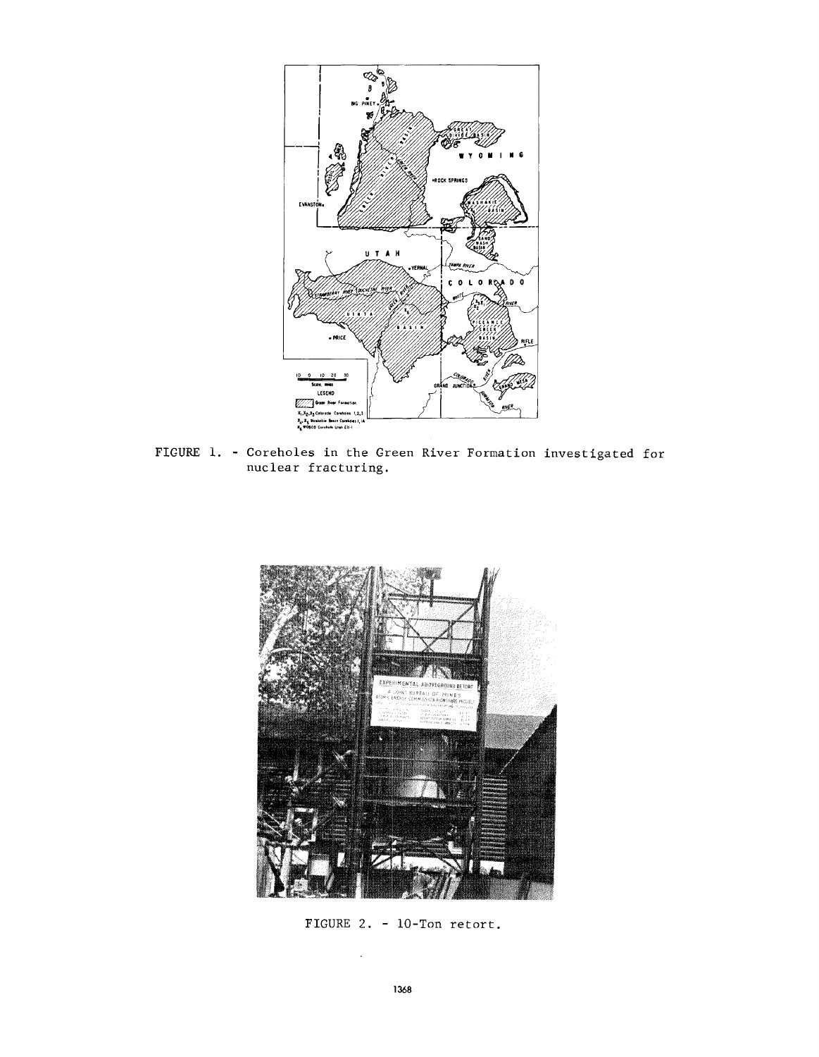FIGURE 1. - Coreholes in the Green River Formation investigated for nuclear fracturing.

FIGURE 2. - 10-Ton retort.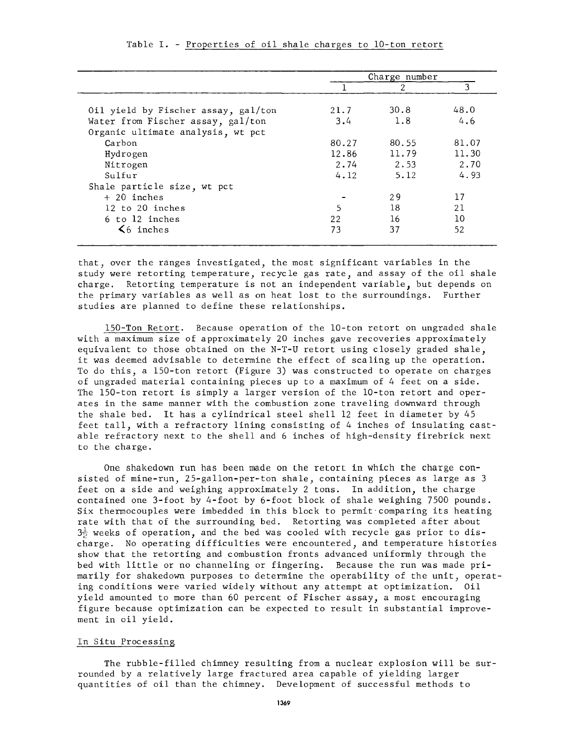Table I. - Properties of oil shale charges to 10-ton retort

| | Charge number | | |
|---|---|---|---|
| | 1 | 2 | 3 |
| Oil yield by Fischer assay, gal/ton | 21.7 | 30.8 | 48.0 |
| Water from Fischer assay, gal/ton | 3.4 | 1.8 | 4.6 |
| Organic ultimate analysis, wt pct | | | |
| Carbon | 80.27 | 80.55 | 81.07 |
| Hydrogen | 12.86 | 11.79 | 11.30 |
| Nitrogen | 2.74 | 2.53 | 2.70 |
| Sulfur | 4.12 | 5.12 | 4.93 |
| Shale particle size, wt pct | | | |
| + 20 inches | - | 29 | 17 |
| 12 to 20 inches | 5 | 18 | 21 |
| 6 to 12 inches | 22 | 16 | 10 |
| <6 inches | 73 | 37 | 52 |

that, over the ranges investigated, the most significant variables in the study were retorting temperature, recycle gas rate, and assay of the oil shale charge. Retorting temperature is not an independent variable, but depends on the primary variables as well as on heat lost to the surroundings. Further studies are planned to define these relationships.

150-Ton Retort. Because operation of the 10-ton retort on ungraded shale with a maximum size of approximately 20 inches gave recoveries approximately equivalent to those obtained on the N-T-U retort using closely graded shale, it was deemed advisable to determine the effect of scaling up the operation. To do this, a 150-ton retort (Figure 3) was constructed to operate on charges of ungraded material containing pieces up to a maximum of 4 feet on a side. The 150-ton retort is simply a larger version of the 10-ton retort and operates in the same manner with the combustion zone traveling downward through the shale bed. It has a cylindrical steel shell 12 feet in diameter by 45 feet tall, with a refractory lining consisting of 4 inches of insulating castable refractory next to the shell and 6 inches of high-density firebrick next to the charge.

One shakedown run has been made on the retort in which the charge consisted of mine-run, 25-gallon-per-ton shale, containing pieces as large as 3 feet on a side and weighing approximately 2 tons. In addition, the charge contained one 3-foot by 4-foot by 6-foot block of shale weighing 7500 pounds. Six thermocouples were imbedded in this block to permit comparing its heating rate with that of the surrounding bed. Retorting was completed after about 3½ weeks of operation, and the bed was cooled with recycle gas prior to discharge. No operating difficulties were encountered, and temperature histories show that the retorting and combustion fronts advanced uniformly through the bed with little or no channeling or fingering. Because the run was made primarily for shakedown purposes to determine the operability of the unit, operating conditions were varied widely without any attempt at optimization. Oil yield amounted to more than 60 percent of Fischer assay, a most encouraging figure because optimization can be expected to result in substantial improvement in oil yield.

## In Situ Processing

The rubble-filled chimney resulting from a nuclear explosion will be surrounded by a relatively large fractured area capable of yielding larger quantities of oil than the chimney. Development of successful methods to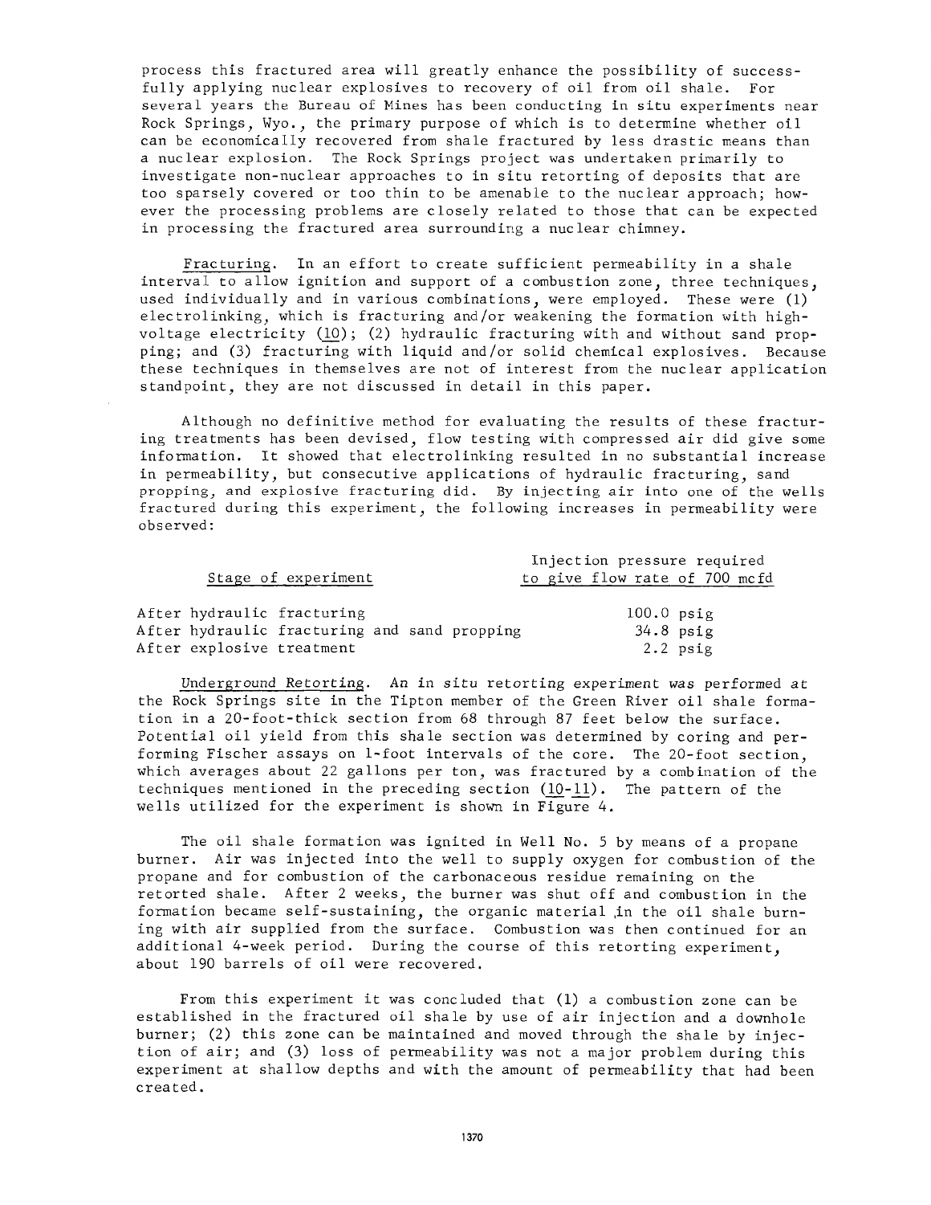process this fractured area will greatly enhance the possibility of successfully applying nuclear explosives to recovery of oil from oil shale. For several years the Bureau of Mines has been conducting in situ experiments near Rock Springs, Wyo., the primary purpose of which is to determine whether oil can be economically recovered from shale fractured by less drastic means than a nuclear explosion. The Rock Springs project was undertaken primarily to investigate non-nuclear approaches to in situ retorting of deposits that are too sparsely covered or too thin to be amenable to the nuclear approach; however the processing problems are closely related to those that can be expected in processing the fractured area surrounding a nuclear chimney.

<u>Fracturing</u>. In an effort to create sufficient permeability in a shale interval to allow ignition and support of a combustion zone, three techniques, used individually and in various combinations, were employed. These were (1) electrolinking, which is fracturing and/or weakening the formation with high-voltage electricity (<u>10</u>); (2) hydraulic fracturing with and without sand propping; and (3) fracturing with liquid and/or solid chemical explosives. Because these techniques in themselves are not of interest from the nuclear application standpoint, they are not discussed in detail in this paper.

Although no definitive method for evaluating the results of these fracturing treatments has been devised, flow testing with compressed air did give some information. It showed that electrolinking resulted in no substantial increase in permeability, but consecutive applications of hydraulic fracturing, sand propping, and explosive fracturing did. By injecting air into one of the wells fractured during this experiment, the following increases in permeability were observed:

| Stage of experiment | Injection pressure required to give flow rate of 700 mcfd |
|---|---|
| After hydraulic fracturing | 100.0 psig |
| After hydraulic fracturing and sand propping | 34.8 psig |
| After explosive treatment | 2.2 psig |

<u>Underground Retorting</u>. An in situ retorting experiment was performed at the Rock Springs site in the Tipton member of the Green River oil shale formation in a 20-foot-thick section from 68 through 87 feet below the surface. Potential oil yield from this shale section was determined by coring and performing Fischer assays on 1-foot intervals of the core. The 20-foot section, which averages about 22 gallons per ton, was fractured by a combination of the techniques mentioned in the preceding section (<u>10-11</u>). The pattern of the wells utilized for the experiment is shown in Figure 4.

The oil shale formation was ignited in Well No. 5 by means of a propane burner. Air was injected into the well to supply oxygen for combustion of the propane and for combustion of the carbonaceous residue remaining on the retorted shale. After 2 weeks, the burner was shut off and combustion in the formation became self-sustaining, the organic material in the oil shale burning with air supplied from the surface. Combustion was then continued for an additional 4-week period. During the course of this retorting experiment, about 190 barrels of oil were recovered.

From this experiment it was concluded that (1) a combustion zone can be established in the fractured oil shale by use of air injection and a downhole burner; (2) this zone can be maintained and moved through the shale by injection of air; and (3) loss of permeability was not a major problem during this experiment at shallow depths and with the amount of permeability that had been created.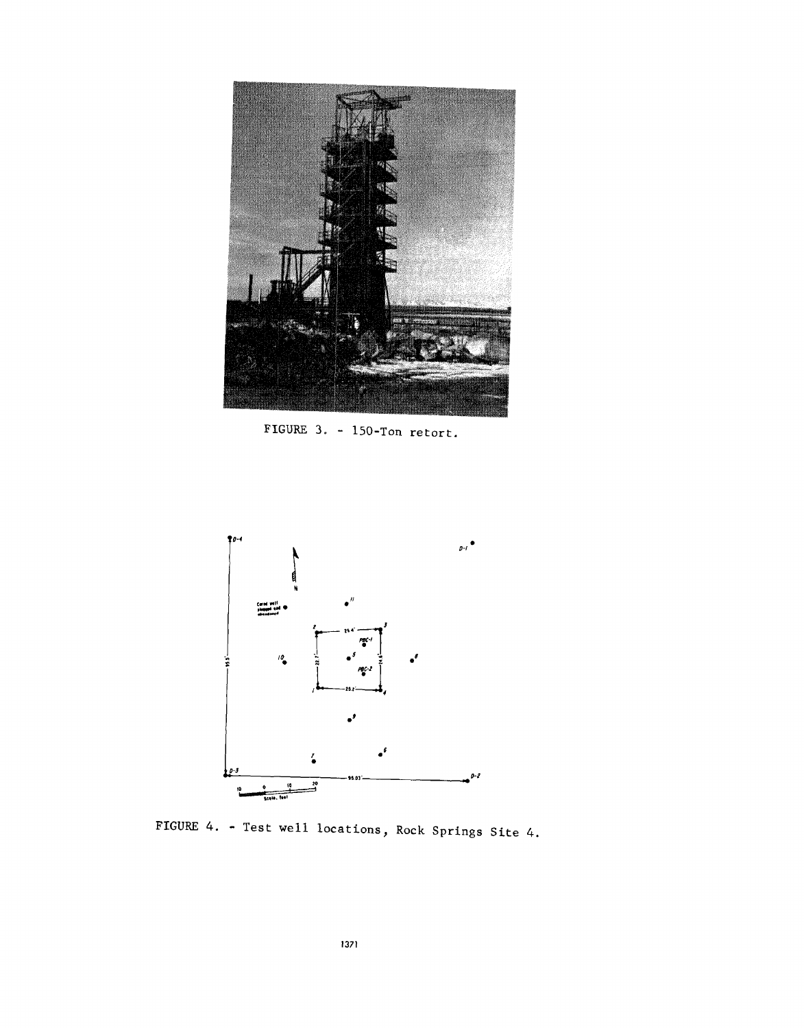FIGURE 3. - 150-Ton retort.

FIGURE 4. - Test well locations, Rock Springs Site 4.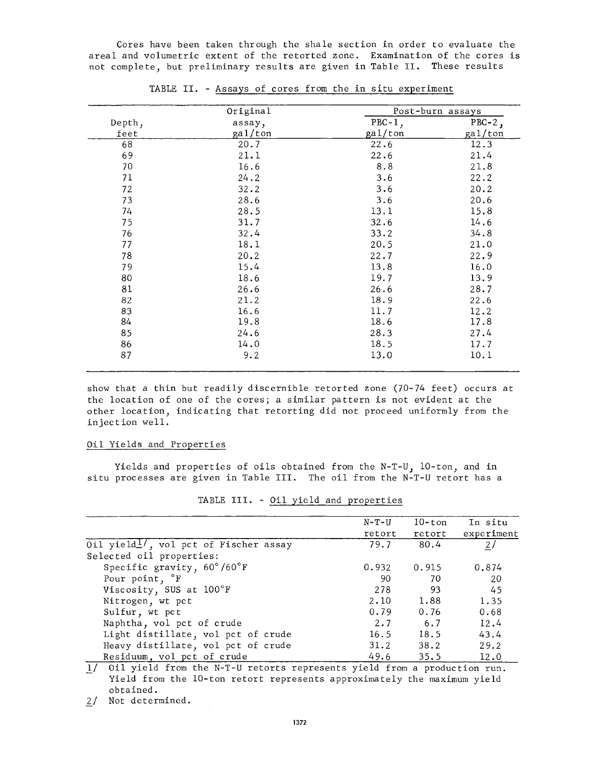Cores have been taken through the shale section in order to evaluate the areal and volumetric extent of the retorted zone. Examination of the cores is not complete, but preliminary results are given in Table II. These results show that a thin but readily discernible retorted zone (70-74 feet) occurs at the location of one of the cores; a similar pattern is not evident at the other location, indicating that retorting did not proceed uniformly from the injection well.

TABLE II. - Assays of cores from the in situ experiment

| Depth, feet | Original assay, gal/ton | Post-burn assays PBC-1, gal/ton | PBC-2, gal/ton |
|---|---|---|---|
| 68 | 20.7 | 22.6 | 12.3 |
| 69 | 21.1 | 22.6 | 21.4 |
| 70 | 16.6 | 8.8 | 21.8 |
| 71 | 24.2 | 3.6 | 22.2 |
| 72 | 32.2 | 3.6 | 20.2 |
| 73 | 28.6 | 3.6 | 20.6 |
| 74 | 28.5 | 13.1 | 15.8 |
| 75 | 31.7 | 32.6 | 14.6 |
| 76 | 32.4 | 33.2 | 34.8 |
| 77 | 18.1 | 20.5 | 21.0 |
| 78 | 20.2 | 22.7 | 22.9 |
| 79 | 15.4 | 13.8 | 16.0 |
| 80 | 18.6 | 19.7 | 13.9 |
| 81 | 26.6 | 26.6 | 28.7 |
| 82 | 21.2 | 18.9 | 22.6 |
| 83 | 16.6 | 11.7 | 12.2 |
| 84 | 19.8 | 18.6 | 17.8 |
| 85 | 24.6 | 28.3 | 27.4 |
| 86 | 14.0 | 18.5 | 17.7 |
| 87 | 9.2 | 13.0 | 10.1 |

## Oil Yields and Properties

Yields and properties of oils obtained from the N-T-U, 10-ton, and in situ processes are given in Table III. The oil from the N-T-U retort has a

TABLE III. - Oil yield and properties

| | N-T-U retort | 10-ton retort | In situ experiment |
|---|---|---|---|
| Oil yield[1], vol pct of Fischer assay | 79.7 | 80.4 | [2] |
| Selected oil properties: | | | |
| Specific gravity, 60°/60°F | 0.932 | 0.915 | 0.874 |
| Pour point, °F | 90 | 70 | 20 |
| Viscosity, SUS at 100°F | 278 | 93 | 45 |
| Nitrogen, wt pct | 2.10 | 1.88 | 1.35 |
| Sulfur, wt pct | 0.79 | 0.76 | 0.68 |
| Naphtha, vol pct of crude | 2.7 | 6.7 | 12.4 |
| Light distillate, vol pct of crude | 16.5 | 18.5 | 43.4 |
| Heavy distillate, vol pct of crude | 31.2 | 38.2 | 29.2 |
| Residuum, vol pct of crude | 49.6 | 35.5 | 12.0 |

1/ Oil yield from the N-T-U retorts represents yield from a production run. Yield from the 10-ton retort represents approximately the maximum yield obtained.

2/ Not determined.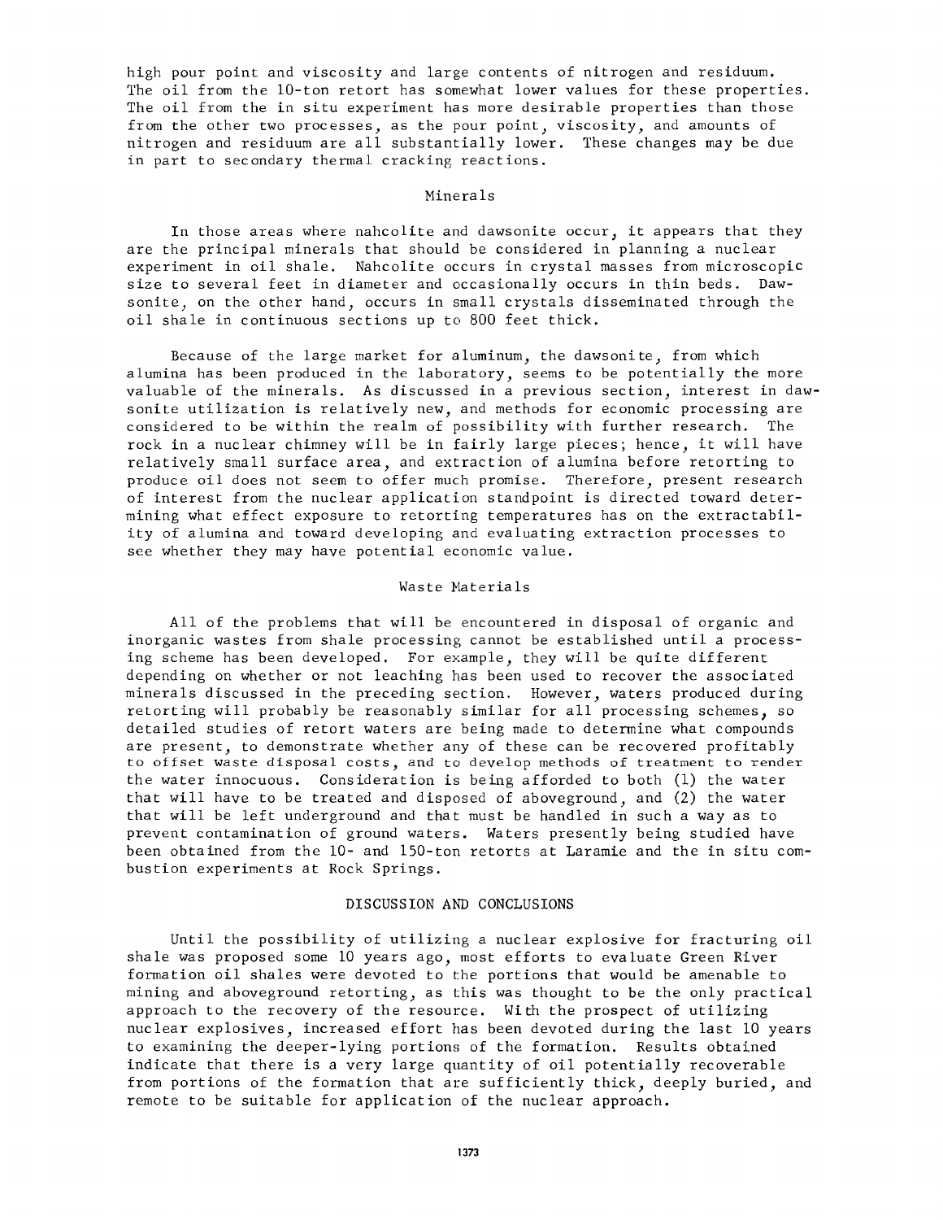high pour point and viscosity and large contents of nitrogen and residuum. The oil from the 10-ton retort has somewhat lower values for these properties. The oil from the in situ experiment has more desirable properties than those from the other two processes, as the pour point, viscosity, and amounts of nitrogen and residuum are all substantially lower. These changes may be due in part to secondary thermal cracking reactions.

### Minerals

In those areas where nahcolite and dawsonite occur, it appears that they are the principal minerals that should be considered in planning a nuclear experiment in oil shale. Nahcolite occurs in crystal masses from microscopic size to several feet in diameter and occasionally occurs in thin beds. Dawsonite, on the other hand, occurs in small crystals disseminated through the oil shale in continuous sections up to 800 feet thick.

Because of the large market for aluminum, the dawsonite, from which alumina has been produced in the laboratory, seems to be potentially the more valuable of the minerals. As discussed in a previous section, interest in dawsonite utilization is relatively new, and methods for economic processing are considered to be within the realm of possibility with further research. The rock in a nuclear chimney will be in fairly large pieces; hence, it will have relatively small surface area, and extraction of alumina before retorting to produce oil does not seem to offer much promise. Therefore, present research of interest from the nuclear application standpoint is directed toward determining what effect exposure to retorting temperatures has on the extractability of alumina and toward developing and evaluating extraction processes to see whether they may have potential economic value.

### Waste Materials

All of the problems that will be encountered in disposal of organic and inorganic wastes from shale processing cannot be established until a processing scheme has been developed. For example, they will be quite different depending on whether or not leaching has been used to recover the associated minerals discussed in the preceding section. However, waters produced during retorting will probably be reasonably similar for all processing schemes, so detailed studies of retort waters are being made to determine what compounds are present, to demonstrate whether any of these can be recovered profitably to offset waste disposal costs, and to develop methods of treatment to render the water innocuous. Consideration is being afforded to both (1) the water that will have to be treated and disposed of aboveground, and (2) the water that will be left underground and that must be handled in such a way as to prevent contamination of ground waters. Waters presently being studied have been obtained from the 10- and 150-ton retorts at Laramie and the in situ combustion experiments at Rock Springs.

## DISCUSSION AND CONCLUSIONS

Until the possibility of utilizing a nuclear explosive for fracturing oil shale was proposed some 10 years ago, most efforts to evaluate Green River formation oil shales were devoted to the portions that would be amenable to mining and aboveground retorting, as this was thought to be the only practical approach to the recovery of the resource. With the prospect of utilizing nuclear explosives, increased effort has been devoted during the last 10 years to examining the deeper-lying portions of the formation. Results obtained indicate that there is a very large quantity of oil potentially recoverable from portions of the formation that are sufficiently thick, deeply buried, and remote to be suitable for application of the nuclear approach.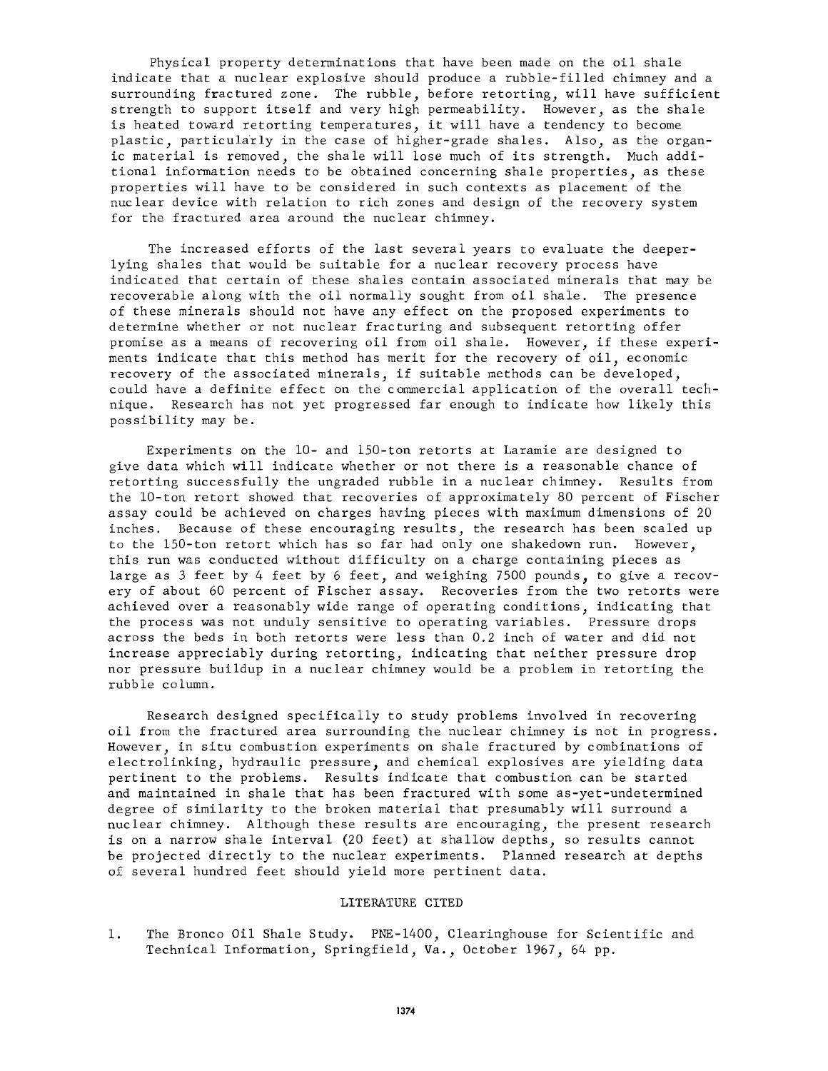Physical property determinations that have been made on the oil shale indicate that a nuclear explosive should produce a rubble-filled chimney and a surrounding fractured zone. The rubble, before retorting, will have sufficient strength to support itself and very high permeability. However, as the shale is heated toward retorting temperatures, it will have a tendency to become plastic, particularly in the case of higher-grade shales. Also, as the organic material is removed, the shale will lose much of its strength. Much additional information needs to be obtained concerning shale properties, as these properties will have to be considered in such contexts as placement of the nuclear device with relation to rich zones and design of the recovery system for the fractured area around the nuclear chimney.

The increased efforts of the last several years to evaluate the deeper-lying shales that would be suitable for a nuclear recovery process have indicated that certain of these shales contain associated minerals that may be recoverable along with the oil normally sought from oil shale. The presence of these minerals should not have any effect on the proposed experiments to determine whether or not nuclear fracturing and subsequent retorting offer promise as a means of recovering oil from oil shale. However, if these experiments indicate that this method has merit for the recovery of oil, economic recovery of the associated minerals, if suitable methods can be developed, could have a definite effect on the commercial application of the overall technique. Research has not yet progressed far enough to indicate how likely this possibility may be.

Experiments on the 10- and 150-ton retorts at Laramie are designed to give data which will indicate whether or not there is a reasonable chance of retorting successfully the ungraded rubble in a nuclear chimney. Results from the 10-ton retort showed that recoveries of approximately 80 percent of Fischer assay could be achieved on charges having pieces with maximum dimensions of 20 inches. Because of these encouraging results, the research has been scaled up to the 150-ton retort which has so far had only one shakedown run. However, this run was conducted without difficulty on a charge containing pieces as large as 3 feet by 4 feet by 6 feet, and weighing 7500 pounds, to give a recovery of about 60 percent of Fischer assay. Recoveries from the two retorts were achieved over a reasonably wide range of operating conditions, indicating that the process was not unduly sensitive to operating variables. Pressure drops across the beds in both retorts were less than 0.2 inch of water and did not increase appreciably during retorting, indicating that neither pressure drop nor pressure buildup in a nuclear chimney would be a problem in retorting the rubble column.

Research designed specifically to study problems involved in recovering oil from the fractured area surrounding the nuclear chimney is not in progress. However, in situ combustion experiments on shale fractured by combinations of electrolinking, hydraulic pressure, and chemical explosives are yielding data pertinent to the problems. Results indicate that combustion can be started and maintained in shale that has been fractured with some as-yet-undetermined degree of similarity to the broken material that presumably will surround a nuclear chimney. Although these results are encouraging, the present research is on a narrow shale interval (20 feet) at shallow depths, so results cannot be projected directly to the nuclear experiments. Planned research at depths of several hundred feet should yield more pertinent data.

## LITERATURE CITED

1. The Bronco Oil Shale Study. PNE-1400, Clearinghouse for Scientific and Technical Information, Springfield, Va., October 1967, 64 pp.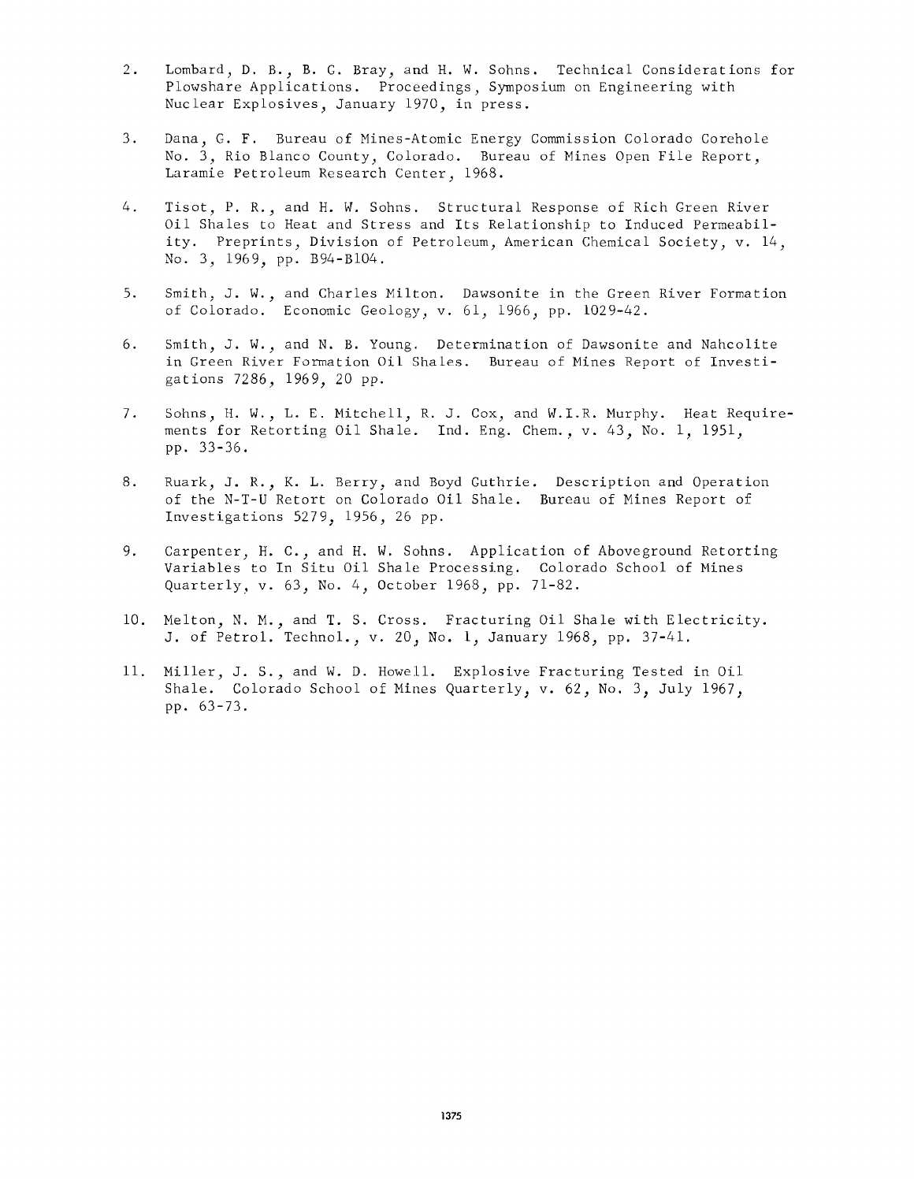2. Lombard, D. B., B. C. Bray, and H. W. Sohns. Technical Considerations for Plowshare Applications. Proceedings, Symposium on Engineering with Nuclear Explosives, January 1970, in press.

3. Dana, G. F. Bureau of Mines-Atomic Energy Commission Colorado Corehole No. 3, Rio Blanco County, Colorado. Bureau of Mines Open File Report, Laramie Petroleum Research Center, 1968.

4. Tisot, P. R., and H. W. Sohns. Structural Response of Rich Green River Oil Shales to Heat and Stress and Its Relationship to Induced Permeability. Preprints, Division of Petroleum, American Chemical Society, v. 14, No. 3, 1969, pp. B94-B104.

5. Smith, J. W., and Charles Milton. Dawsonite in the Green River Formation of Colorado. Economic Geology, v. 61, 1966, pp. 1029-42.

6. Smith, J. W., and N. B. Young. Determination of Dawsonite and Nahcolite in Green River Formation Oil Shales. Bureau of Mines Report of Investigations 7286, 1969, 20 pp.

7. Sohns, H. W., L. E. Mitchell, R. J. Cox, and W.I.R. Murphy. Heat Requirements for Retorting Oil Shale. Ind. Eng. Chem., v. 43, No. 1, 1951, pp. 33-36.

8. Ruark, J. R., K. L. Berry, and Boyd Guthrie. Description and Operation of the N-T-U Retort on Colorado Oil Shale. Bureau of Mines Report of Investigations 5279, 1956, 26 pp.

9. Carpenter, H. C., and H. W. Sohns. Application of Aboveground Retorting Variables to In Situ Oil Shale Processing. Colorado School of Mines Quarterly, v. 63, No. 4, October 1968, pp. 71-82.

10. Melton, N. M., and T. S. Cross. Fracturing Oil Shale with Electricity. J. of Petrol. Technol., v. 20, No. 1, January 1968, pp. 37-41.

11. Miller, J. S., and W. D. Howell. Explosive Fracturing Tested in Oil Shale. Colorado School of Mines Quarterly, v. 62, No. 3, July 1967, pp. 63-73.